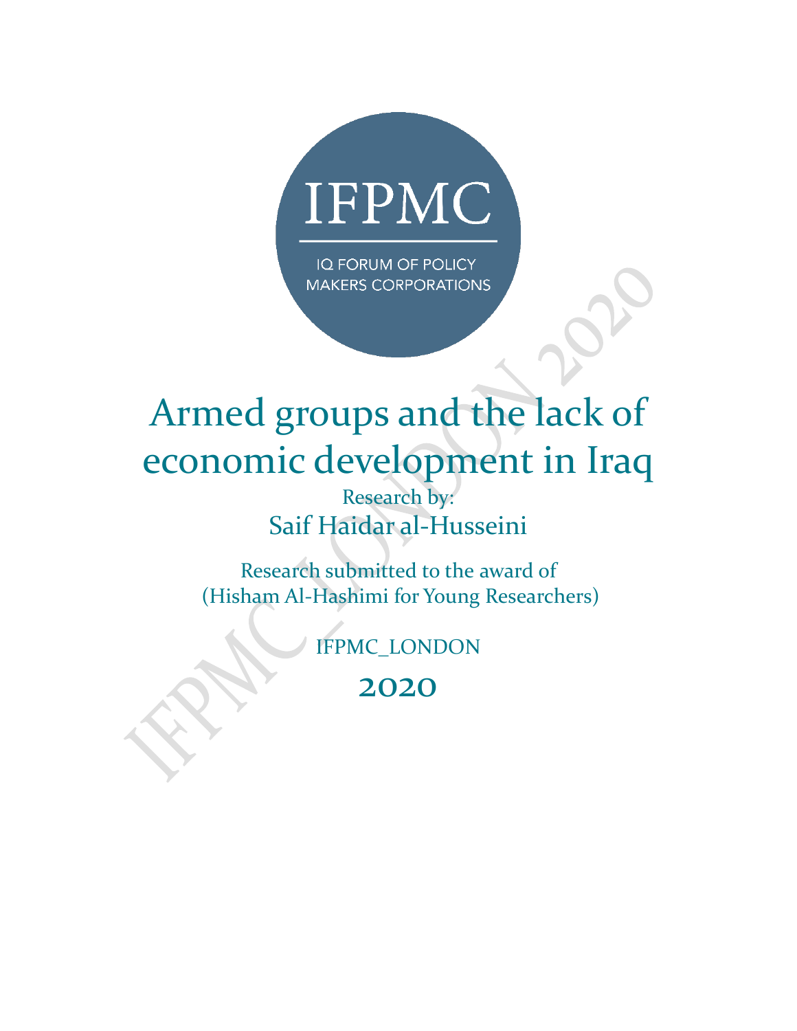IFPMC

IQ FORUM OF POLICY MAKERS CORPORATIONS

# Armed groups and the lack of economic development in Iraq

Research by:

Saif Haidar al-Husseini

Research submitted to the award of (Hisham Al-Hashimi for Young Researchers)

IFPMC_LONDON

2020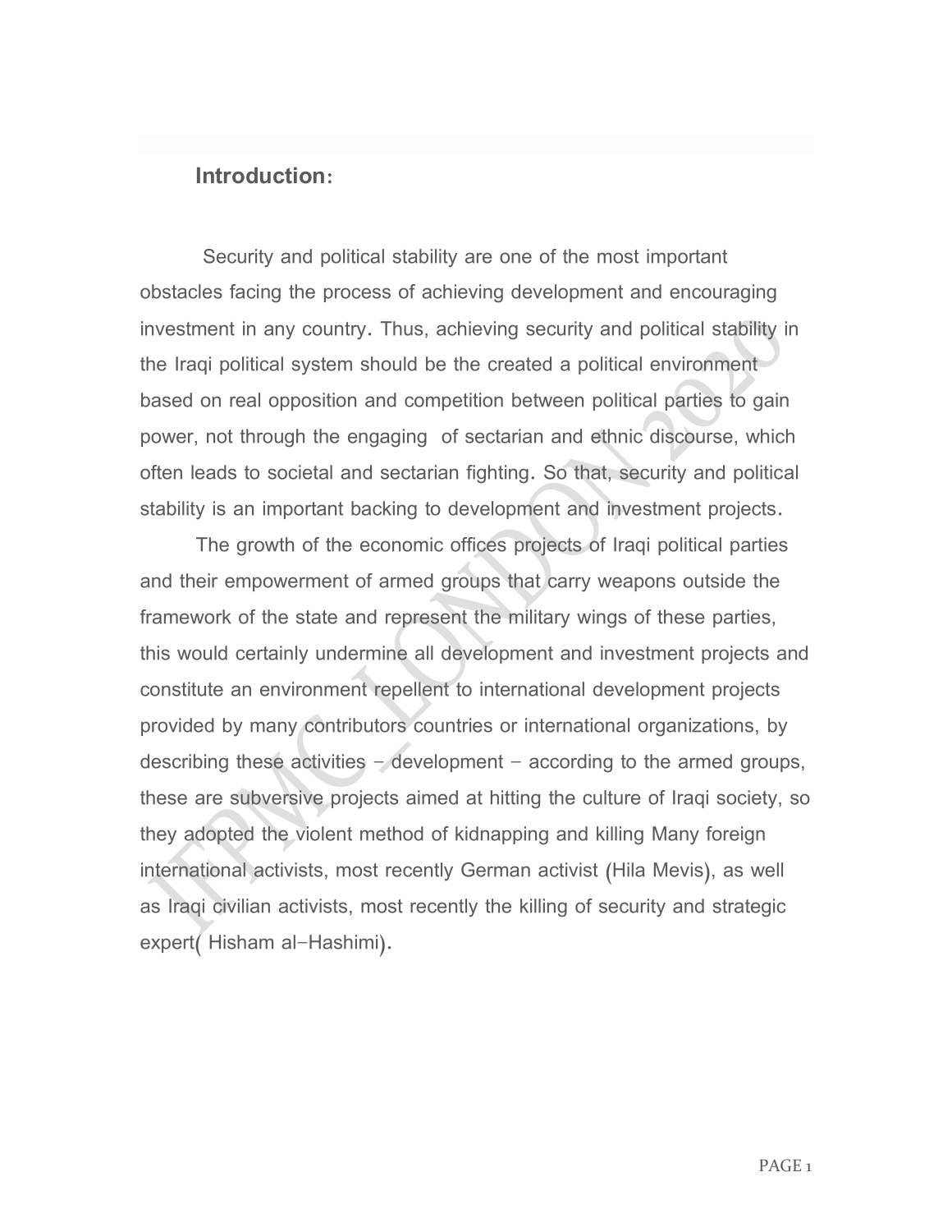## Introduction:

Security and political stability are one of the most important obstacles facing the process of achieving development and encouraging investment in any country. Thus, achieving security and political stability in the Iraqi political system should be the created a political environment based on real opposition and competition between political parties to gain power, not through the engaging of sectarian and ethnic discourse, which often leads to societal and sectarian fighting. So that, security and political stability is an important backing to development and investment projects.

The growth of the economic offices projects of Iraqi political parties and their empowerment of armed groups that carry weapons outside the framework of the state and represent the military wings of these parties, this would certainly undermine all development and investment projects and constitute an environment repellent to international development projects provided by many contributors countries or international organizations, by describing these activities - development - according to the armed groups, these are subversive projects aimed at hitting the culture of Iraqi society, so they adopted the violent method of kidnapping and killing Many foreign international activists, most recently German activist (Hila Mevis), as well as Iraqi civilian activists, most recently the killing of security and strategic expert( Hisham al-Hashimi).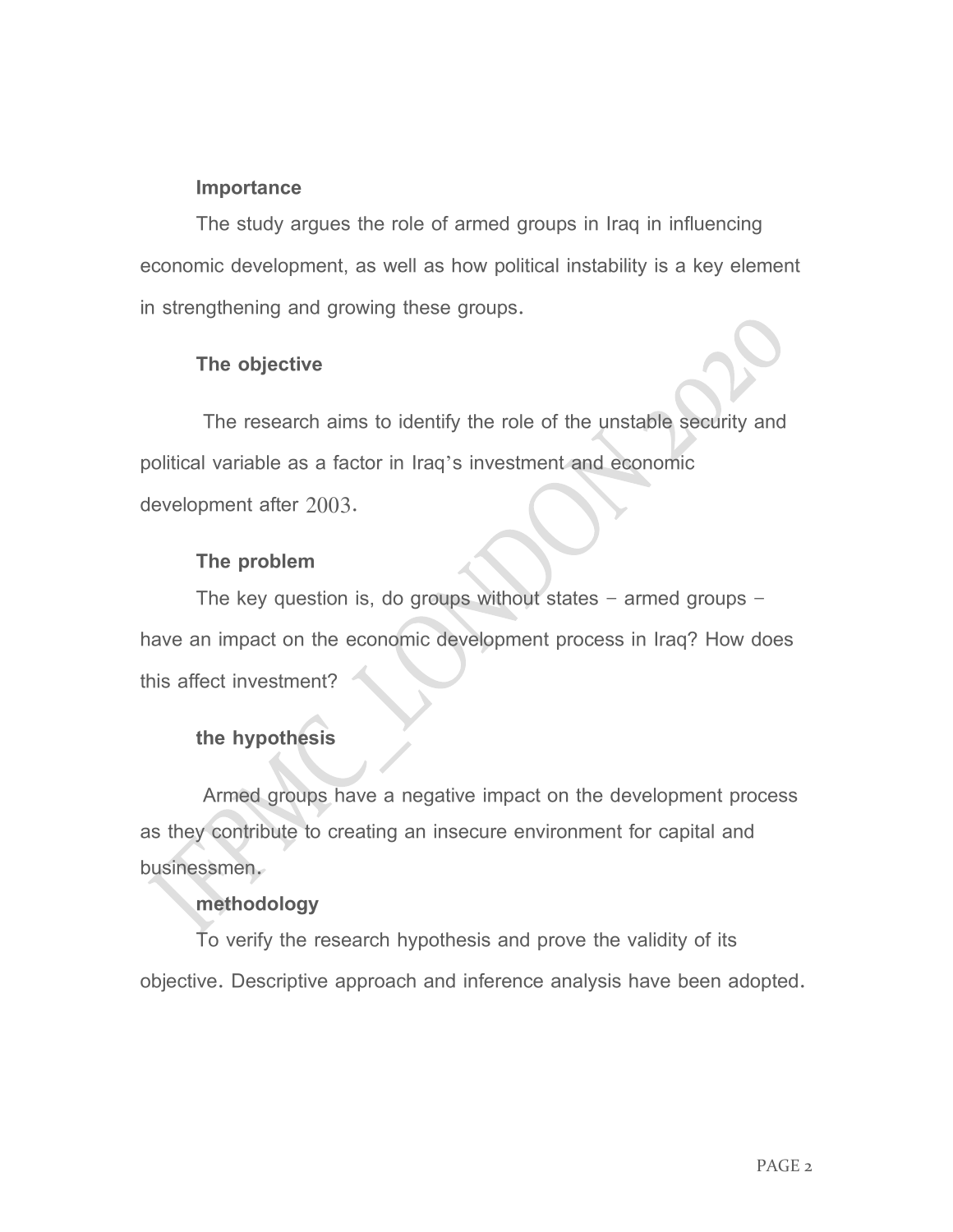**Importance**

The study argues the role of armed groups in Iraq in influencing economic development, as well as how political instability is a key element in strengthening and growing these groups.

**The objective**

The research aims to identify the role of the unstable security and political variable as a factor in Iraq's investment and economic development after 2003.

**The problem**

The key question is, do groups without states – armed groups – have an impact on the economic development process in Iraq? How does this affect investment?

**the hypothesis**

Armed groups have a negative impact on the development process as they contribute to creating an insecure environment for capital and businessmen.

**methodology**

To verify the research hypothesis and prove the validity of its objective. Descriptive approach and inference analysis have been adopted.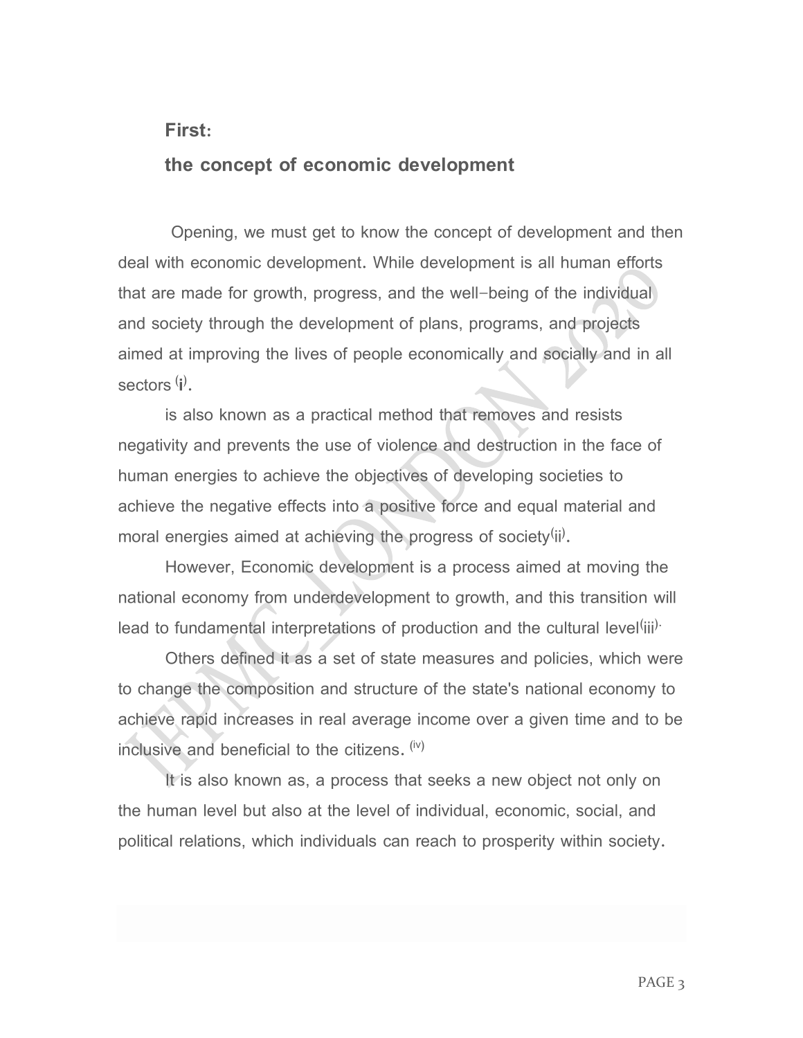## First:

## the concept of economic development

Opening, we must get to know the concept of development and then deal with economic development. While development is all human efforts that are made for growth, progress, and the well-being of the individual and society through the development of plans, programs, and projects aimed at improving the lives of people economically and socially and in all sectors [i].

is also known as a practical method that removes and resists negativity and prevents the use of violence and destruction in the face of human energies to achieve the objectives of developing societies to achieve the negative effects into a positive force and equal material and moral energies aimed at achieving the progress of society[ii].

However, Economic development is a process aimed at moving the national economy from underdevelopment to growth, and this transition will lead to fundamental interpretations of production and the cultural level[iii].

Others defined it as a set of state measures and policies, which were to change the composition and structure of the state's national economy to achieve rapid increases in real average income over a given time and to be inclusive and beneficial to the citizens. [iv]

It is also known as, a process that seeks a new object not only on the human level but also at the level of individual, economic, social, and political relations, which individuals can reach to prosperity within society.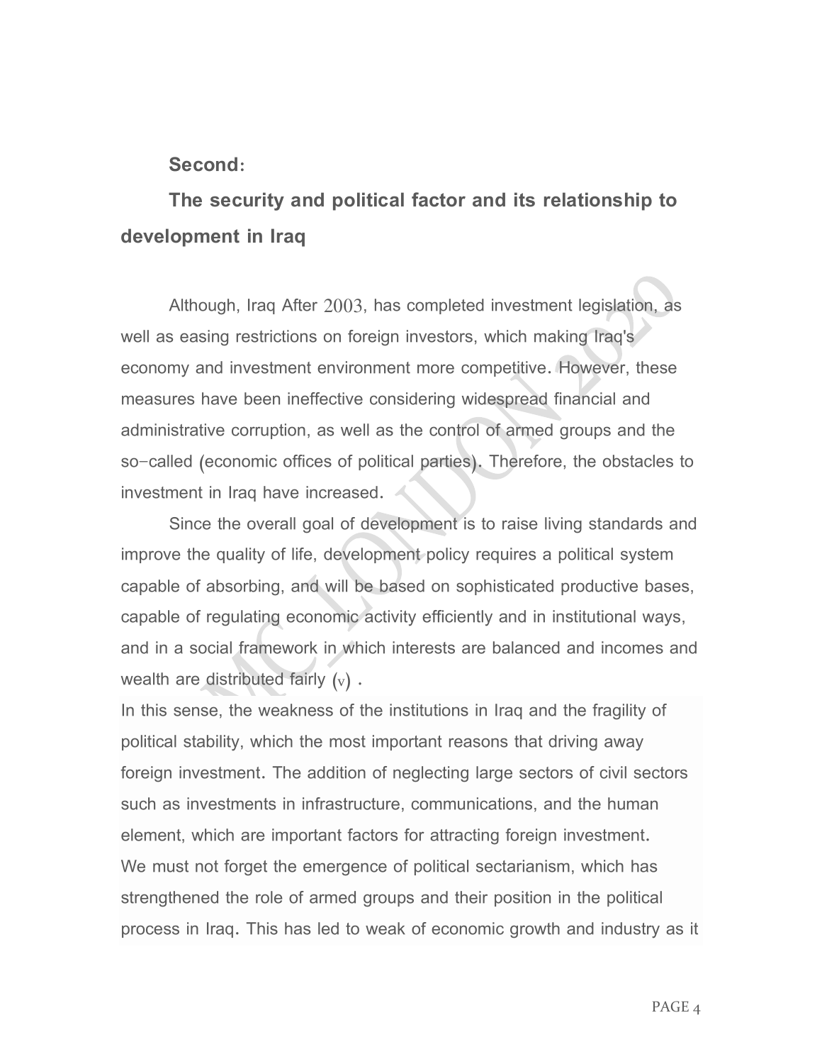**Second:**

**The security and political factor and its relationship to development in Iraq**

Although, Iraq After 2003, has completed investment legislation, as well as easing restrictions on foreign investors, which making Iraq's economy and investment environment more competitive. However, these measures have been ineffective considering widespread financial and administrative corruption, as well as the control of armed groups and the so-called (economic offices of political parties). Therefore, the obstacles to investment in Iraq have increased.

Since the overall goal of development is to raise living standards and improve the quality of life, development policy requires a political system capable of absorbing, and will be based on sophisticated productive bases, capable of regulating economic activity efficiently and in institutional ways, and in a social framework in which interests are balanced and incomes and wealth are distributed fairly (v) .

In this sense, the weakness of the institutions in Iraq and the fragility of political stability, which the most important reasons that driving away foreign investment. The addition of neglecting large sectors of civil sectors such as investments in infrastructure, communications, and the human element, which are important factors for attracting foreign investment.

We must not forget the emergence of political sectarianism, which has strengthened the role of armed groups and their position in the political process in Iraq. This has led to weak of economic growth and industry as it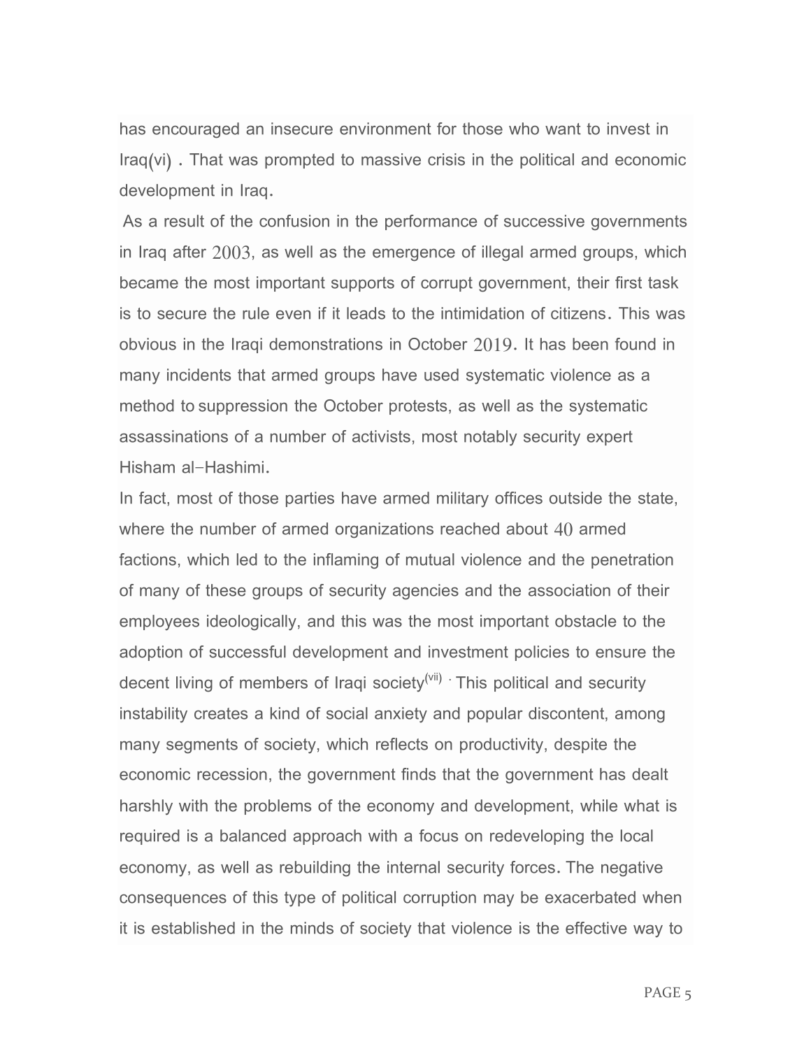has encouraged an insecure environment for those who want to invest in Iraq(vi) . That was prompted to massive crisis in the political and economic development in Iraq.

As a result of the confusion in the performance of successive governments in Iraq after 2003, as well as the emergence of illegal armed groups, which became the most important supports of corrupt government, their first task is to secure the rule even if it leads to the intimidation of citizens. This was obvious in the Iraqi demonstrations in October 2019. It has been found in many incidents that armed groups have used systematic violence as a method to suppression the October protests, as well as the systematic assassinations of a number of activists, most notably security expert Hisham al-Hashimi.

In fact, most of those parties have armed military offices outside the state, where the number of armed organizations reached about 40 armed factions, which led to the inflaming of mutual violence and the penetration of many of these groups of security agencies and the association of their employees ideologically, and this was the most important obstacle to the adoption of successful development and investment policies to ensure the decent living of members of Iraqi society[vii] . This political and security instability creates a kind of social anxiety and popular discontent, among many segments of society, which reflects on productivity, despite the economic recession, the government finds that the government has dealt harshly with the problems of the economy and development, while what is required is a balanced approach with a focus on redeveloping the local economy, as well as rebuilding the internal security forces. The negative consequences of this type of political corruption may be exacerbated when it is established in the minds of society that violence is the effective way to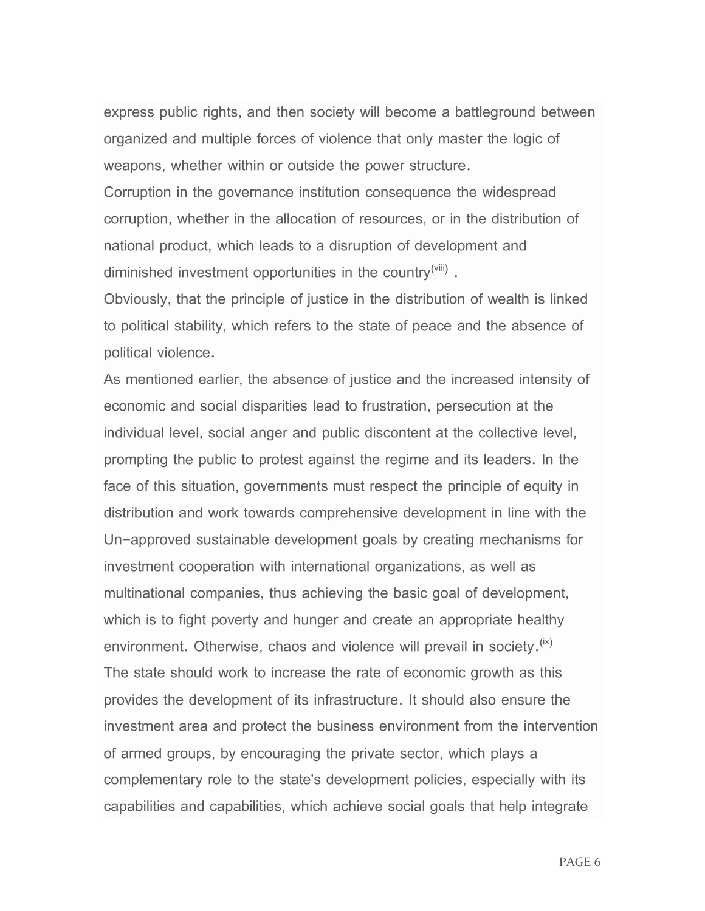express public rights, and then society will become a battleground between organized and multiple forces of violence that only master the logic of weapons, whether within or outside the power structure.

Corruption in the governance institution consequence the widespread corruption, whether in the allocation of resources, or in the distribution of national product, which leads to a disruption of development and diminished investment opportunities in the country[viii] .

Obviously, that the principle of justice in the distribution of wealth is linked to political stability, which refers to the state of peace and the absence of political violence.

As mentioned earlier, the absence of justice and the increased intensity of economic and social disparities lead to frustration, persecution at the individual level, social anger and public discontent at the collective level, prompting the public to protest against the regime and its leaders. In the face of this situation, governments must respect the principle of equity in distribution and work towards comprehensive development in line with the Un-approved sustainable development goals by creating mechanisms for investment cooperation with international organizations, as well as multinational companies, thus achieving the basic goal of development, which is to fight poverty and hunger and create an appropriate healthy environment. Otherwise, chaos and violence will prevail in society.[ix]

The state should work to increase the rate of economic growth as this provides the development of its infrastructure. It should also ensure the investment area and protect the business environment from the intervention of armed groups, by encouraging the private sector, which plays a complementary role to the state's development policies, especially with its capabilities and capabilities, which achieve social goals that help integrate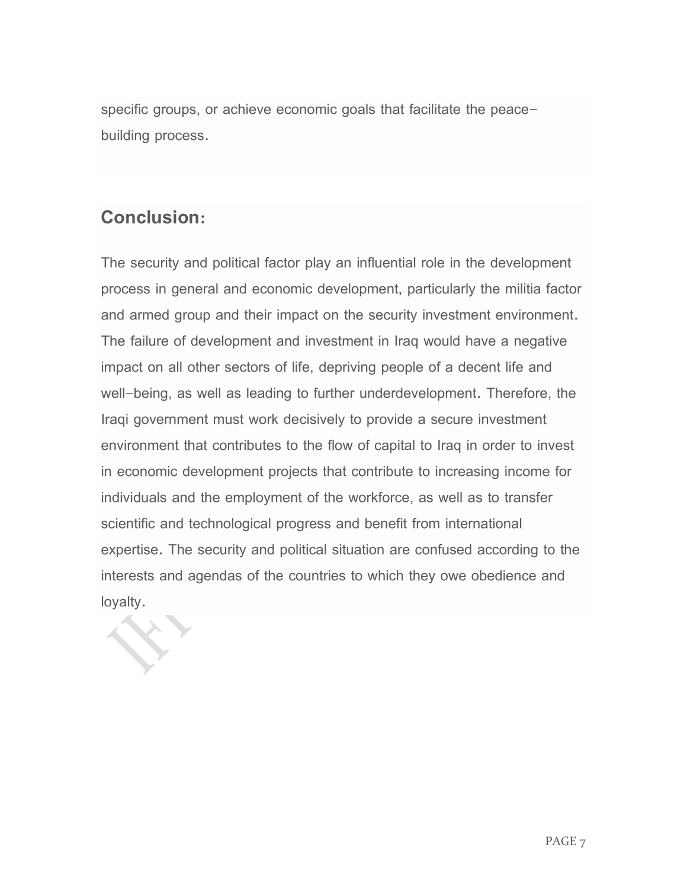specific groups, or achieve economic goals that facilitate the peace-building process.

## Conclusion:

The security and political factor play an influential role in the development process in general and economic development, particularly the militia factor and armed group and their impact on the security investment environment. The failure of development and investment in Iraq would have a negative impact on all other sectors of life, depriving people of a decent life and well-being, as well as leading to further underdevelopment. Therefore, the Iraqi government must work decisively to provide a secure investment environment that contributes to the flow of capital to Iraq in order to invest in economic development projects that contribute to increasing income for individuals and the employment of the workforce, as well as to transfer scientific and technological progress and benefit from international expertise. The security and political situation are confused according to the interests and agendas of the countries to which they owe obedience and loyalty.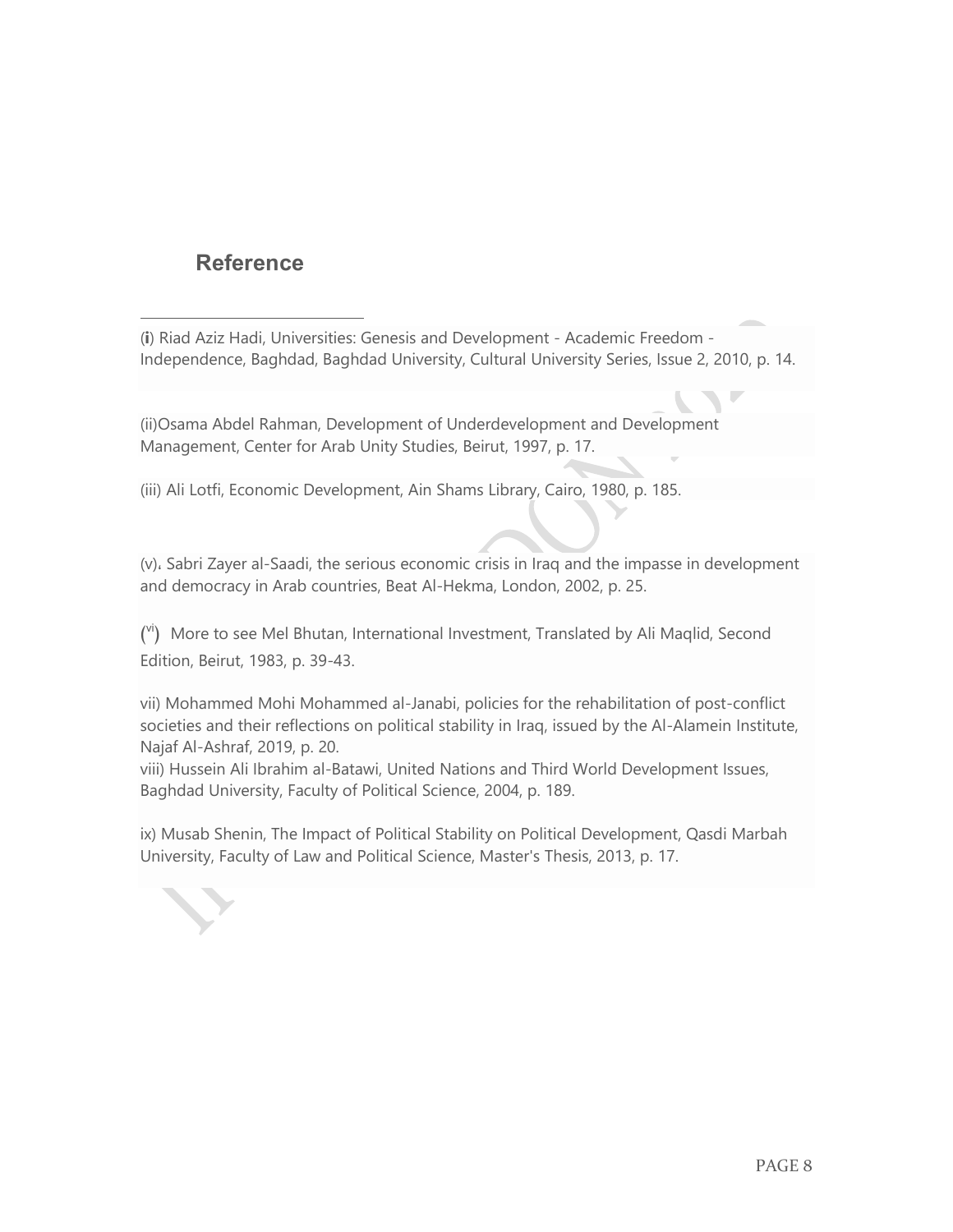## Reference

(i) Riad Aziz Hadi, Universities: Genesis and Development - Academic Freedom - Independence, Baghdad, Baghdad University, Cultural University Series, Issue 2, 2010, p. 14.

(ii)Osama Abdel Rahman, Development of Underdevelopment and Development Management, Center for Arab Unity Studies, Beirut, 1997, p. 17.

(iii) Ali Lotfi, Economic Development, Ain Shams Library, Cairo, 1980, p. 185.

(v)، Sabri Zayer al-Saadi, the serious economic crisis in Iraq and the impasse in development and democracy in Arab countries, Beat Al-Hekma, London, 2002, p. 25.

(vi) More to see Mel Bhutan, International Investment, Translated by Ali Maqlid, Second Edition, Beirut, 1983, p. 39-43.

vii) Mohammed Mohi Mohammed al-Janabi, policies for the rehabilitation of post-conflict societies and their reflections on political stability in Iraq, issued by the Al-Alamein Institute, Najaf Al-Ashraf, 2019, p. 20.
viii) Hussein Ali Ibrahim al-Batawi, United Nations and Third World Development Issues, Baghdad University, Faculty of Political Science, 2004, p. 189.

ix) Musab Shenin, The Impact of Political Stability on Political Development, Qasdi Marbah University, Faculty of Law and Political Science, Master's Thesis, 2013, p. 17.